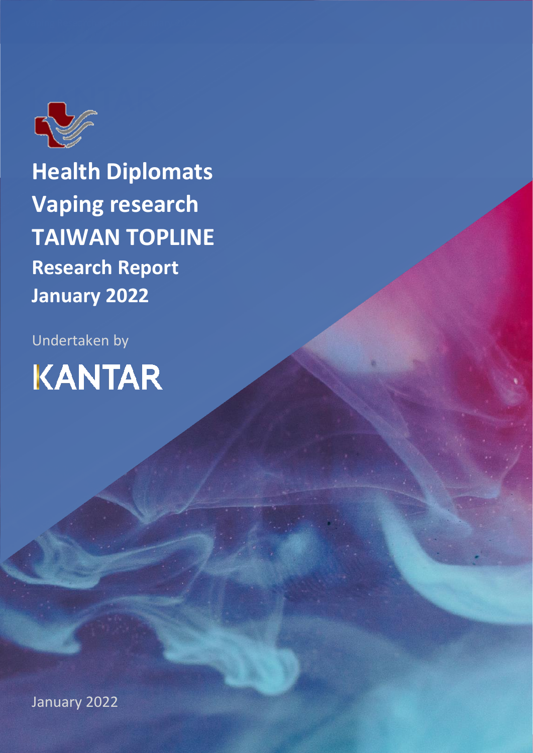# Health Diplomats Vaping research TAIWAN TOPLINE

## Research Report

## January 2022

Undertaken by

KANTAR

January 2022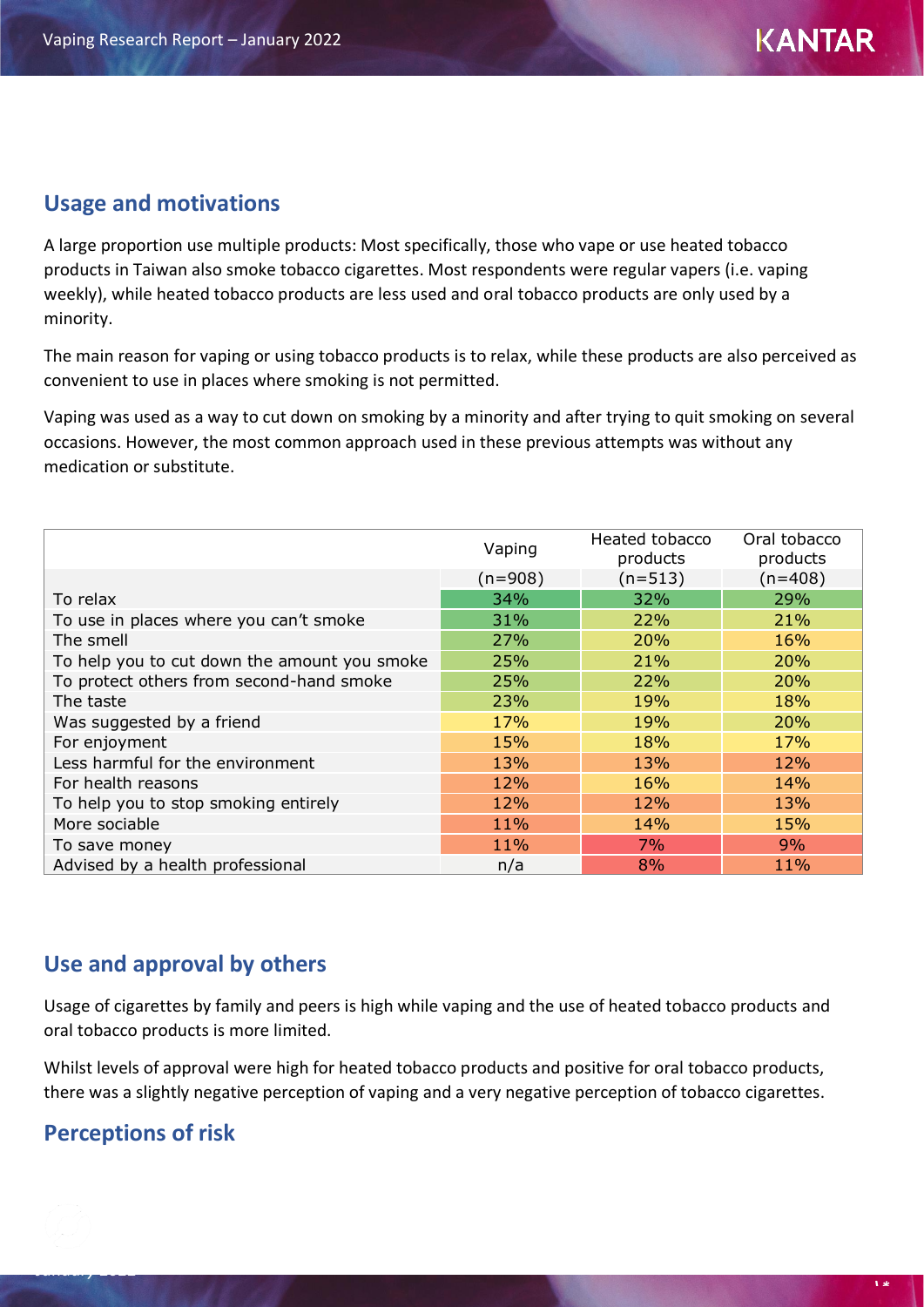## Usage and motivations

A large proportion use multiple products: Most specifically, those who vape or use heated tobacco products in Taiwan also smoke tobacco cigarettes. Most respondents were regular vapers (i.e. vaping weekly), while heated tobacco products are less used and oral tobacco products are only used by a minority.

The main reason for vaping or using tobacco products is to relax, while these products are also perceived as convenient to use in places where smoking is not permitted.

Vaping was used as a way to cut down on smoking by a minority and after trying to quit smoking on several occasions. However, the most common approach used in these previous attempts was without any medication or substitute.

| | Vaping | Heated tobacco products | Oral tobacco products |
|---|---|---|---|
| | (n=908) | (n=513) | (n=408) |
| To relax | 34% | 32% | 29% |
| To use in places where you can't smoke | 31% | 22% | 21% |
| The smell | 27% | 20% | 16% |
| To help you to cut down the amount you smoke | 25% | 21% | 20% |
| To protect others from second-hand smoke | 25% | 22% | 20% |
| The taste | 23% | 19% | 18% |
| Was suggested by a friend | 17% | 19% | 20% |
| For enjoyment | 15% | 18% | 17% |
| Less harmful for the environment | 13% | 13% | 12% |
| For health reasons | 12% | 16% | 14% |
| To help you to stop smoking entirely | 12% | 12% | 13% |
| More sociable | 11% | 14% | 15% |
| To save money | 11% | 7% | 9% |
| Advised by a health professional | n/a | 8% | 11% |

## Use and approval by others

Usage of cigarettes by family and peers is high while vaping and the use of heated tobacco products and oral tobacco products is more limited.

Whilst levels of approval were high for heated tobacco products and positive for oral tobacco products, there was a slightly negative perception of vaping and a very negative perception of tobacco cigarettes.

## Perceptions of risk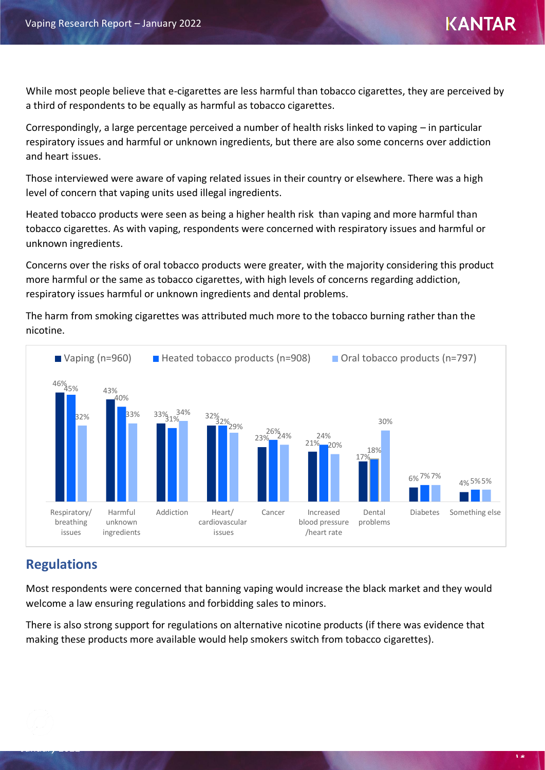While most people believe that e-cigarettes are less harmful than tobacco cigarettes, they are perceived by a third of respondents to be equally as harmful as tobacco cigarettes.

Correspondingly, a large percentage perceived a number of health risks linked to vaping – in particular respiratory issues and harmful or unknown ingredients, but there are also some concerns over addiction and heart issues.

Those interviewed were aware of vaping related issues in their country or elsewhere. There was a high level of concern that vaping units used illegal ingredients.

Heated tobacco products were seen as being a higher health risk than vaping and more harmful than tobacco cigarettes. As with vaping, respondents were concerned with respiratory issues and harmful or unknown ingredients.

Concerns over the risks of oral tobacco products were greater, with the majority considering this product more harmful or the same as tobacco cigarettes, with high levels of concerns regarding addiction, respiratory issues harmful or unknown ingredients and dental problems.

The harm from smoking cigarettes was attributed much more to the tobacco burning rather than the nicotine.

| | Vaping (n=960) | Heated tobacco products (n=908) | Oral tobacco products (n=797) |
| --- | --- | --- | --- |
| Respiratory/ breathing issues | 46% | 45% | 32% |
| Harmful unknown ingredients | 43% | 40% | 33% |
| Addiction | 33% | 31% | 34% |
| Heart/ cardiovascular issues | 32% | 32% | 29% |
| Cancer | 23% | 26% | 24% |
| Increased blood pressure /heart rate | 21% | 24% | 20% |
| Dental problems | 17% | 18% | 30% |
| Diabetes | 6% | 7% | 7% |
| Something else | 4% | 5% | 5% |

## Regulations

Most respondents were concerned that banning vaping would increase the black market and they would welcome a law ensuring regulations and forbidding sales to minors.

There is also strong support for regulations on alternative nicotine products (if there was evidence that making these products more available would help smokers switch from tobacco cigarettes).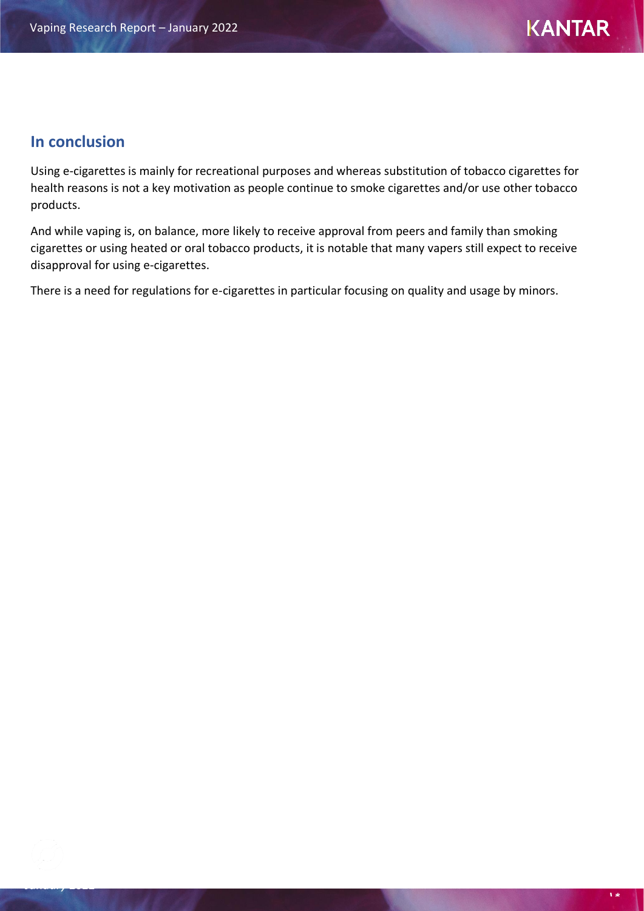## In conclusion

Using e-cigarettes is mainly for recreational purposes and whereas substitution of tobacco cigarettes for health reasons is not a key motivation as people continue to smoke cigarettes and/or use other tobacco products.

And while vaping is, on balance, more likely to receive approval from peers and family than smoking cigarettes or using heated or oral tobacco products, it is notable that many vapers still expect to receive disapproval for using e-cigarettes.

There is a need for regulations for e-cigarettes in particular focusing on quality and usage by minors.